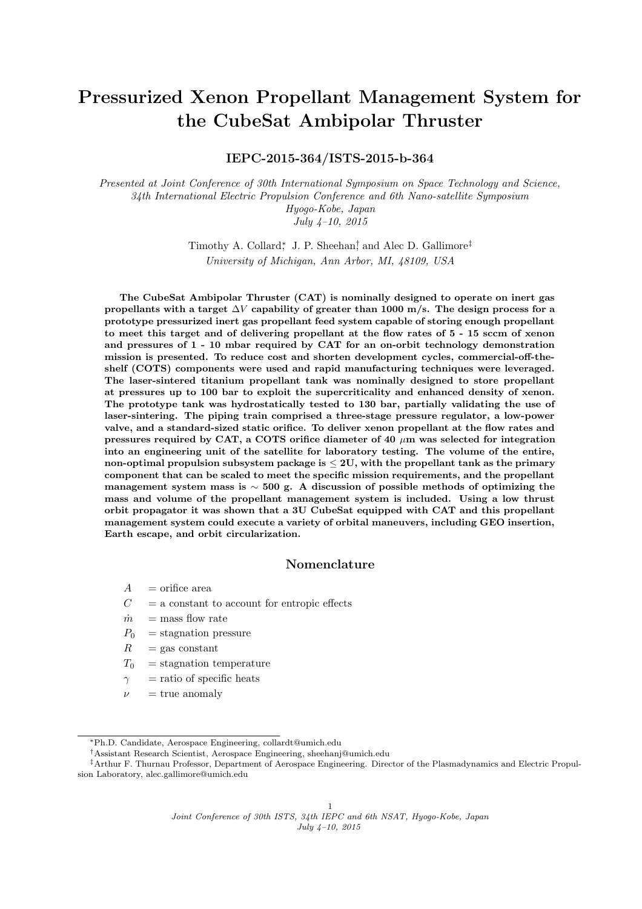# Pressurized Xenon Propellant Management System for the CubeSat Ambipolar Thruster

### IEPC-2015-364/ISTS-2015-b-364

*Presented at Joint Conference of 30th International Symposium on Space Technology and Science, 34th International Electric Propulsion Conference and 6th Nano-satellite Symposium*
*Hyogo-Kobe, Japan*
*July 4–10, 2015*

Timothy A. Collard[*], J. P. Sheehan[†], and Alec D. Gallimore[‡]
*University of Michigan, Ann Arbor, MI, 48109, USA*

**The CubeSat Ambipolar Thruster (CAT) is nominally designed to operate on inert gas propellants with a target $\Delta V$ capability of greater than 1000 m/s. The design process for a prototype pressurized inert gas propellant feed system capable of storing enough propellant to meet this target and of delivering propellant at the flow rates of 5 - 15 sccm of xenon and pressures of 1 - 10 mbar required by CAT for an on-orbit technology demonstration mission is presented. To reduce cost and shorten development cycles, commercial-off-the-shelf (COTS) components were used and rapid manufacturing techniques were leveraged. The laser-sintered titanium propellant tank was nominally designed to store propellant at pressures up to 100 bar to exploit the supercriticality and enhanced density of xenon. The prototype tank was hydrostatically tested to 130 bar, partially validating the use of laser-sintering. The piping train comprised a three-stage pressure regulator, a low-power valve, and a standard-sized static orifice. To deliver xenon propellant at the flow rates and pressures required by CAT, a COTS orifice diameter of 40 $\mu$m was selected for integration into an engineering unit of the satellite for laboratory testing. The volume of the entire, non-optimal propulsion subsystem package is $\leq$ 2U, with the propellant tank as the primary component that can be scaled to meet the specific mission requirements, and the propellant management system mass is $\sim$ 500 g. A discussion of possible methods of optimizing the mass and volume of the propellant management system is included. Using a low thrust orbit propagator it was shown that a 3U CubeSat equipped with CAT and this propellant management system could execute a variety of orbital maneuvers, including GEO insertion, Earth escape, and orbit circularization.**

## Nomenclature

| | |
|---|---|
| $A$ | = orifice area |
| $C$ | = a constant to account for entropic effects |
| $\dot{m}$ | = mass flow rate |
| $P_0$ | = stagnation pressure |
| $R$ | = gas constant |
| $T_0$ | = stagnation temperature |
| $\gamma$ | = ratio of specific heats |
| $\nu$ | = true anomaly |

[*] Ph.D. Candidate, Aerospace Engineering, collardt@umich.edu

[†] Assistant Research Scientist, Aerospace Engineering, sheehanj@umich.edu

[‡] Arthur F. Thurnau Professor, Department of Aerospace Engineering. Director of the Plasmadynamics and Electric Propulsion Laboratory, alec.gallimore@umich.edu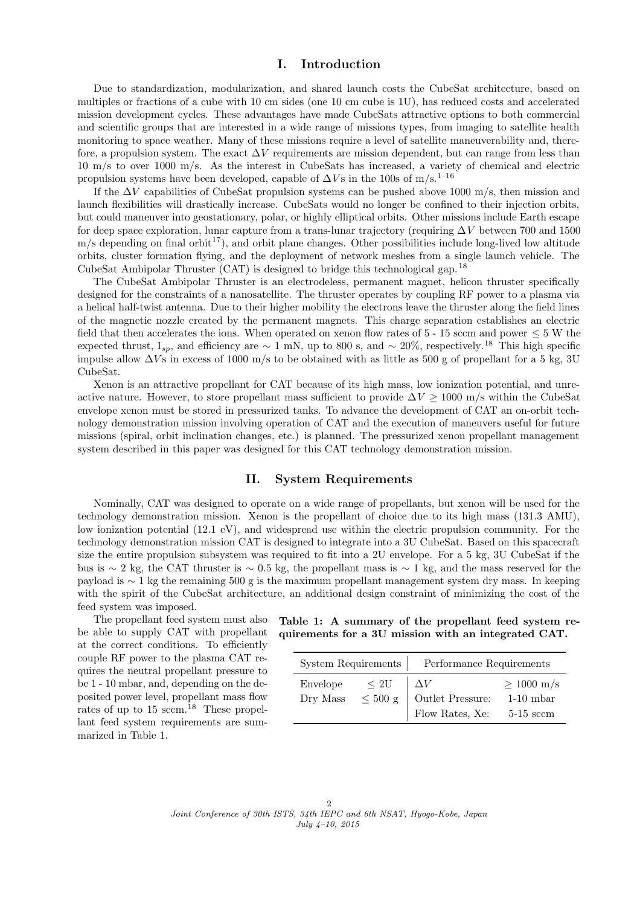## I. Introduction

Due to standardization, modularization, and shared launch costs the CubeSat architecture, based on multiples or fractions of a cube with 10 cm sides (one 10 cm cube is 1U), has reduced costs and accelerated mission development cycles. These advantages have made CubeSats attractive options to both commercial and scientific groups that are interested in a wide range of missions types, from imaging to satellite health monitoring to space weather. Many of these missions require a level of satellite maneuverability and, therefore, a propulsion system. The exact $\Delta V$ requirements are mission dependent, but can range from less than 10 m/s to over 1000 m/s. As the interest in CubeSats has increased, a variety of chemical and electric propulsion systems have been developed, capable of $\Delta V$s in the 100s of m/s.[1–16]

If the $\Delta V$ capabilities of CubeSat propulsion systems can be pushed above 1000 m/s, then mission and launch flexibilities will drastically increase. CubeSats would no longer be confined to their injection orbits, but could maneuver into geostationary, polar, or highly elliptical orbits. Other missions include Earth escape for deep space exploration, lunar capture from a trans-lunar trajectory (requiring $\Delta V$ between 700 and 1500 m/s depending on final orbit[17]), and orbit plane changes. Other possibilities include long-lived low altitude orbits, cluster formation flying, and the deployment of network meshes from a single launch vehicle. The CubeSat Ambipolar Thruster (CAT) is designed to bridge this technological gap.[18]

The CubeSat Ambipolar Thruster is an electrodeless, permanent magnet, helicon thruster specifically designed for the constraints of a nanosatellite. The thruster operates by coupling RF power to a plasma via a helical half-twist antenna. Due to their higher mobility the electrons leave the thruster along the field lines of the magnetic nozzle created by the permanent magnets. This charge separation establishes an electric field that then accelerates the ions. When operated on xenon flow rates of 5 - 15 sccm and power $\leq 5$ W the expected thrust, $I_{sp}$, and efficiency are $\sim 1$ mN, up to 800 s, and $\sim 20\%$, respectively.[18] This high specific impulse allow $\Delta V$s in excess of 1000 m/s to be obtained with as little as 500 g of propellant for a 5 kg, 3U CubeSat.

Xenon is an attractive propellant for CAT because of its high mass, low ionization potential, and unreactive nature. However, to store propellant mass sufficient to provide $\Delta V \geq 1000$ m/s within the CubeSat envelope xenon must be stored in pressurized tanks. To advance the development of CAT an on-orbit technology demonstration mission involving operation of CAT and the execution of maneuvers useful for future missions (spiral, orbit inclination changes, etc.) is planned. The pressurized xenon propellant management system described in this paper was designed for this CAT technology demonstration mission.

## II. System Requirements

Nominally, CAT was designed to operate on a wide range of propellants, but xenon will be used for the technology demonstration mission. Xenon is the propellant of choice due to its high mass (131.3 AMU), low ionization potential (12.1 eV), and widespread use within the electric propulsion community. For the technology demonstration mission CAT is designed to integrate into a 3U CubeSat. Based on this spacecraft size the entire propulsion subsystem was required to fit into a 2U envelope. For a 5 kg, 3U CubeSat if the bus is $\sim 2$ kg, the CAT thruster is $\sim 0.5$ kg, the propellant mass is $\sim 1$ kg, and the mass reserved for the payload is $\sim 1$ kg the remaining 500 g is the maximum propellant management system dry mass. In keeping with the spirit of the CubeSat architecture, an additional design constraint of minimizing the cost of the feed system was imposed.

The propellant feed system must also be able to supply CAT with propellant at the correct conditions. To efficiently couple RF power to the plasma CAT requires the neutral propellant pressure to be 1 - 10 mbar, and, depending on the deposited power level, propellant mass flow rates of up to 15 sccm.[18] These propellant feed system requirements are summarized in Table 1.

**Table 1: A summary of the propellant feed system requirements for a 3U mission with an integrated CAT.**

| System Requirements | | Performance Requirements | |
|---|---|---|---|
| Envelope | $\leq$ 2U | $\Delta V$ | $\geq$ 1000 m/s |
| Dry Mass | $\leq$ 500 g | Outlet Pressure: | 1-10 mbar |
| | | Flow Rates, Xe: | 5-15 sccm |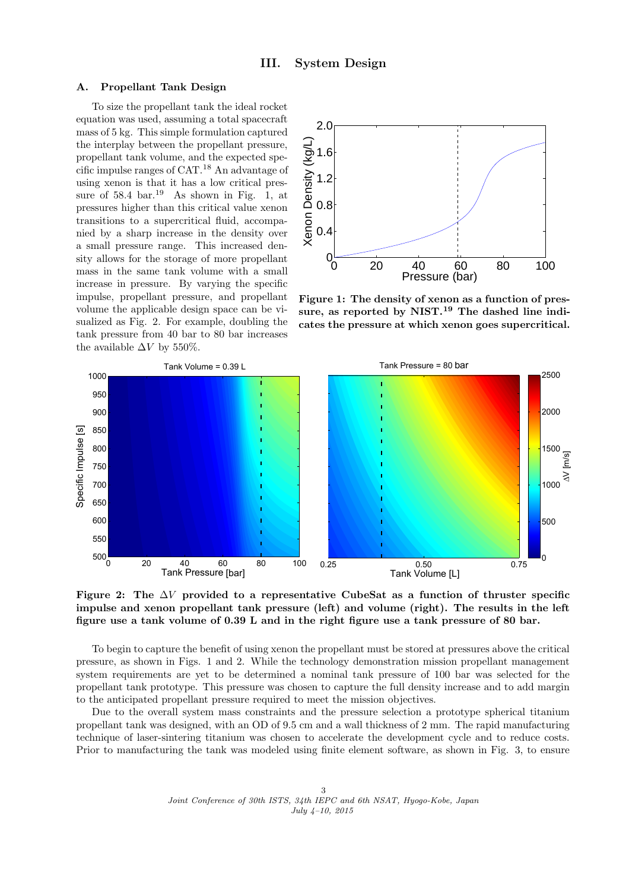## III. System Design

### A. Propellant Tank Design

To size the propellant tank the ideal rocket equation was used, assuming a total spacecraft mass of 5 kg. This simple formulation captured the interplay between the propellant pressure, propellant tank volume, and the expected specific impulse ranges of CAT.[18] An advantage of using xenon is that it has a low critical pressure of 58.4 bar.[19] As shown in Fig. 1, at pressures higher than this critical value xenon transitions to a supercritical fluid, accompanied by a sharp increase in the density over a small pressure range. This increased density allows for the storage of more propellant mass in the same tank volume with a small increase in pressure. By varying the specific impulse, propellant pressure, and propellant volume the applicable design space can be visualized as Fig. 2. For example, doubling the tank pressure from 40 bar to 80 bar increases the available $\Delta V$ by 550%.

**Figure 1: The density of xenon as a function of pressure, as reported by NIST.[19] The dashed line indicates the pressure at which xenon goes supercritical.**

**Figure 2: The $\Delta V$ provided to a representative CubeSat as a function of thruster specific impulse and xenon propellant tank pressure (left) and volume (right). The results in the left figure use a tank volume of 0.39 L and in the right figure use a tank pressure of 80 bar.**

To begin to capture the benefit of using xenon the propellant must be stored at pressures above the critical pressure, as shown in Figs. 1 and 2. While the technology demonstration mission propellant management system requirements are yet to be determined a nominal tank pressure of 100 bar was selected for the propellant tank prototype. This pressure was chosen to capture the full density increase and to add margin to the anticipated propellant pressure required to meet the mission objectives.

Due to the overall system mass constraints and the pressure selection a prototype spherical titanium propellant tank was designed, with an OD of 9.5 cm and a wall thickness of 2 mm. The rapid manufacturing technique of laser-sintering titanium was chosen to accelerate the development cycle and to reduce costs. Prior to manufacturing the tank was modeled using finite element software, as shown in Fig. 3, to ensure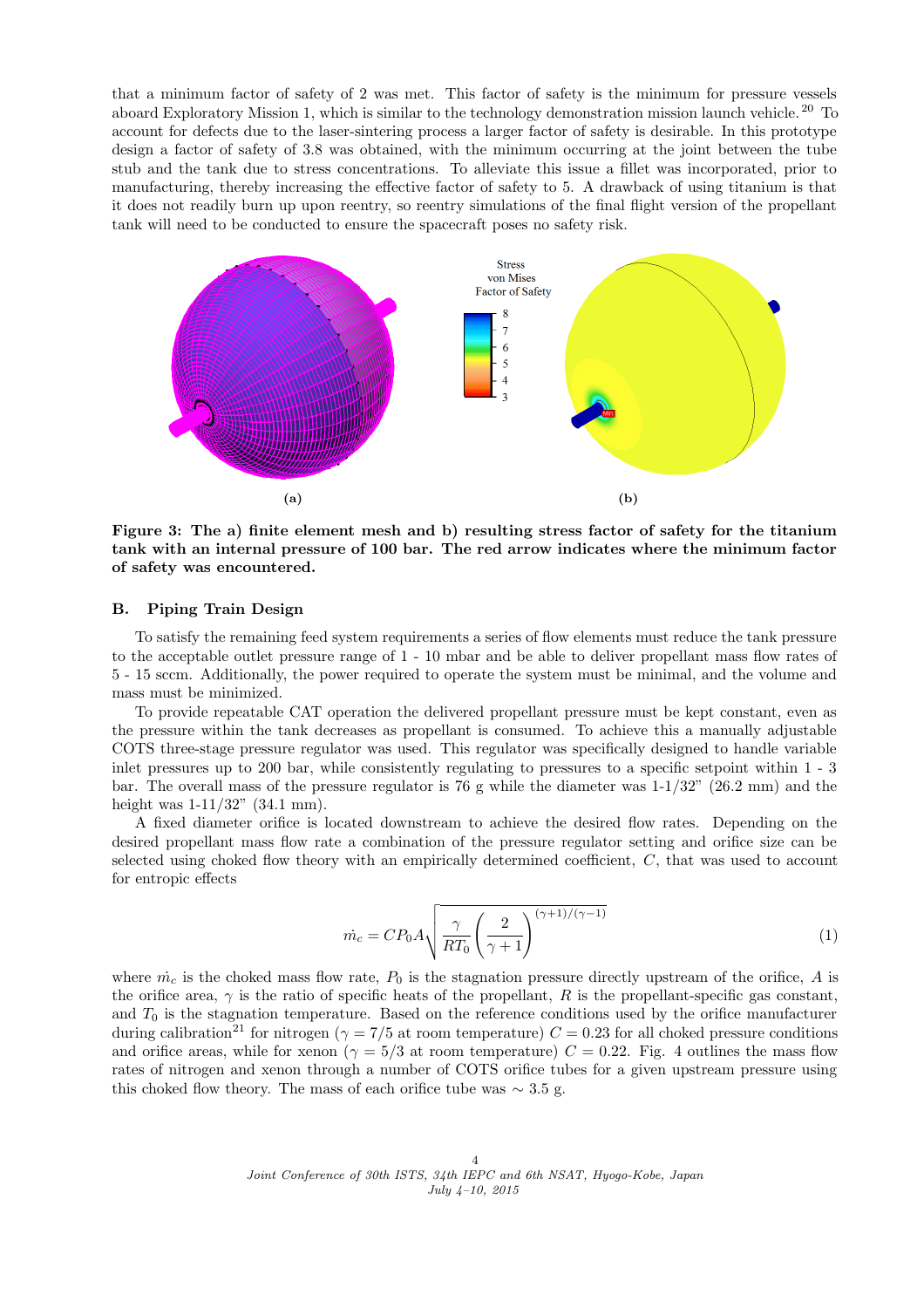that a minimum factor of safety of 2 was met. This factor of safety is the minimum for pressure vessels aboard Exploratory Mission 1, which is similar to the technology demonstration mission launch vehicle.[20] To account for defects due to the laser-sintering process a larger factor of safety is desirable. In this prototype design a factor of safety of 3.8 was obtained, with the minimum occurring at the joint between the tube stub and the tank due to stress concentrations. To alleviate this issue a fillet was incorporated, prior to manufacturing, thereby increasing the effective factor of safety to 5. A drawback of using titanium is that it does not readily burn up upon reentry, so reentry simulations of the final flight version of the propellant tank will need to be conducted to ensure the spacecraft poses no safety risk.

**Figure 3: The a) finite element mesh and b) resulting stress factor of safety for the titanium tank with an internal pressure of 100 bar. The red arrow indicates where the minimum factor of safety was encountered.**

### B. Piping Train Design

To satisfy the remaining feed system requirements a series of flow elements must reduce the tank pressure to the acceptable outlet pressure range of 1 - 10 mbar and be able to deliver propellant mass flow rates of 5 - 15 sccm. Additionally, the power required to operate the system must be minimal, and the volume and mass must be minimized.

To provide repeatable CAT operation the delivered propellant pressure must be kept constant, even as the pressure within the tank decreases as propellant is consumed. To achieve this a manually adjustable COTS three-stage pressure regulator was used. This regulator was specifically designed to handle variable inlet pressures up to 200 bar, while consistently regulating to pressures to a specific setpoint within 1 - 3 bar. The overall mass of the pressure regulator is 76 g while the diameter was 1-1/32" (26.2 mm) and the height was 1-11/32" (34.1 mm).

A fixed diameter orifice is located downstream to achieve the desired flow rates. Depending on the desired propellant mass flow rate a combination of the pressure regulator setting and orifice size can be selected using choked flow theory with an empirically determined coefficient, $C$, that was used to account for entropic effects

$$\dot{m}_c = C P_0 A \sqrt{\frac{\gamma}{R T_0}\left(\frac{2}{\gamma+1}\right)^{(\gamma+1)/(\gamma-1)}} \tag{1}$$

where $\dot{m}_c$ is the choked mass flow rate, $P_0$ is the stagnation pressure directly upstream of the orifice, $A$ is the orifice area, $\gamma$ is the ratio of specific heats of the propellant, $R$ is the propellant-specific gas constant, and $T_0$ is the stagnation temperature. Based on the reference conditions used by the orifice manufacturer during calibration[21] for nitrogen ($\gamma = 7/5$ at room temperature) $C = 0.23$ for all choked pressure conditions and orifice areas, while for xenon ($\gamma = 5/3$ at room temperature) $C = 0.22$. Fig. 4 outlines the mass flow rates of nitrogen and xenon through a number of COTS orifice tubes for a given upstream pressure using this choked flow theory. The mass of each orifice tube was $\sim 3.5$ g.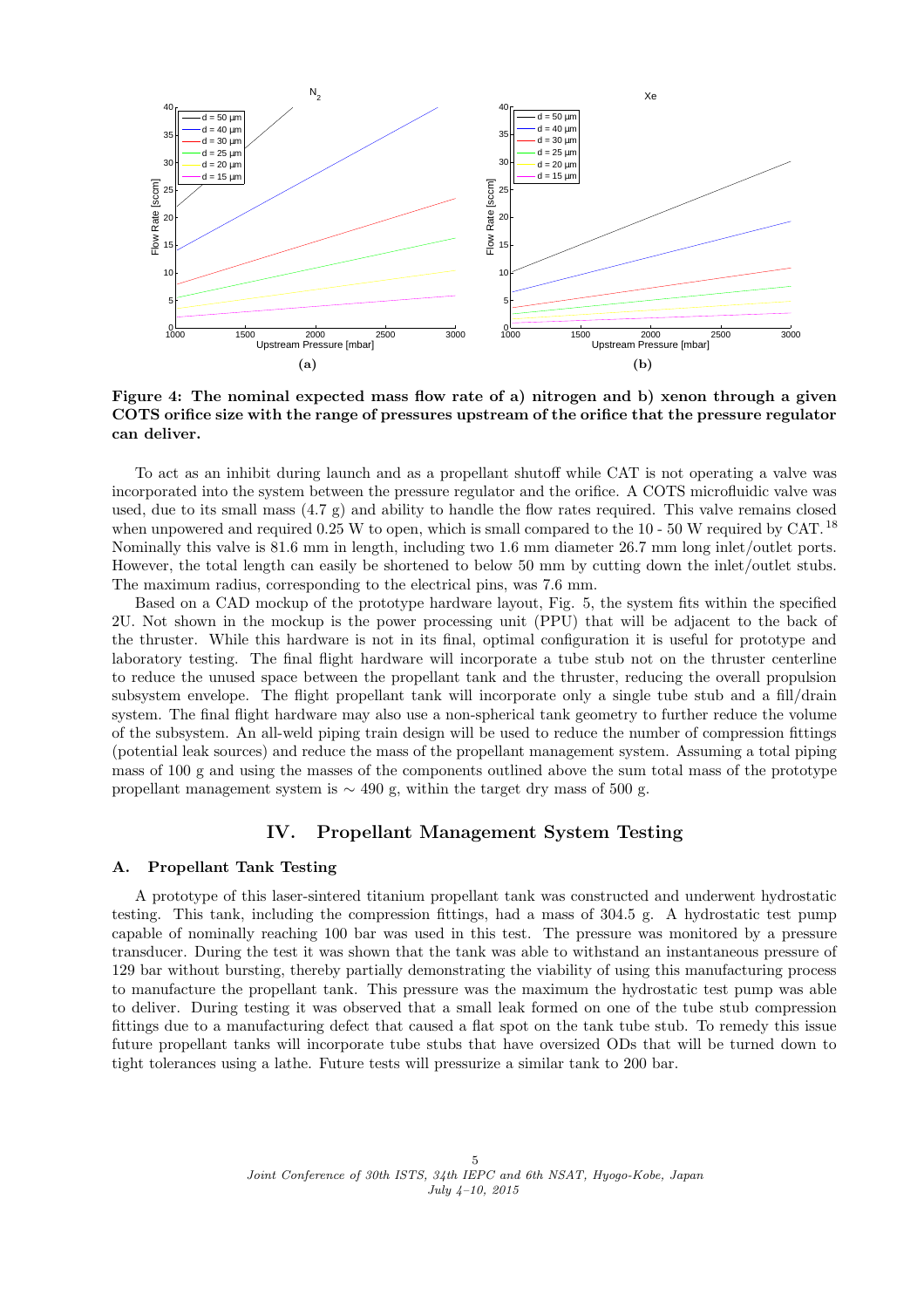**Figure 4: The nominal expected mass flow rate of a) nitrogen and b) xenon through a given COTS orifice size with the range of pressures upstream of the orifice that the pressure regulator can deliver.**

To act as an inhibit during launch and as a propellant shutoff while CAT is not operating a valve was incorporated into the system between the pressure regulator and the orifice. A COTS microfluidic valve was used, due to its small mass (4.7 g) and ability to handle the flow rates required. This valve remains closed when unpowered and required 0.25 W to open, which is small compared to the 10 - 50 W required by CAT.[18] Nominally this valve is 81.6 mm in length, including two 1.6 mm diameter 26.7 mm long inlet/outlet ports. However, the total length can easily be shortened to below 50 mm by cutting down the inlet/outlet stubs. The maximum radius, corresponding to the electrical pins, was 7.6 mm.

Based on a CAD mockup of the prototype hardware layout, Fig. 5, the system fits within the specified 2U. Not shown in the mockup is the power processing unit (PPU) that will be adjacent to the back of the thruster. While this hardware is not in its final, optimal configuration it is useful for prototype and laboratory testing. The final flight hardware will incorporate a tube stub not on the thruster centerline to reduce the unused space between the propellant tank and the thruster, reducing the overall propulsion subsystem envelope. The flight propellant tank will incorporate only a single tube stub and a fill/drain system. The final flight hardware may also use a non-spherical tank geometry to further reduce the volume of the subsystem. An all-weld piping train design will be used to reduce the number of compression fittings (potential leak sources) and reduce the mass of the propellant management system. Assuming a total piping mass of 100 g and using the masses of the components outlined above the sum total mass of the prototype propellant management system is $\sim$ 490 g, within the target dry mass of 500 g.

## IV. Propellant Management System Testing

### A. Propellant Tank Testing

A prototype of this laser-sintered titanium propellant tank was constructed and underwent hydrostatic testing. This tank, including the compression fittings, had a mass of 304.5 g. A hydrostatic test pump capable of nominally reaching 100 bar was used in this test. The pressure was monitored by a pressure transducer. During the test it was shown that the tank was able to withstand an instantaneous pressure of 129 bar without bursting, thereby partially demonstrating the viability of using this manufacturing process to manufacture the propellant tank. This pressure was the maximum the hydrostatic test pump was able to deliver. During testing it was observed that a small leak formed on one of the tube stub compression fittings due to a manufacturing defect that caused a flat spot on the tank tube stub. To remedy this issue future propellant tanks will incorporate tube stubs that have oversized ODs that will be turned down to tight tolerances using a lathe. Future tests will pressurize a similar tank to 200 bar.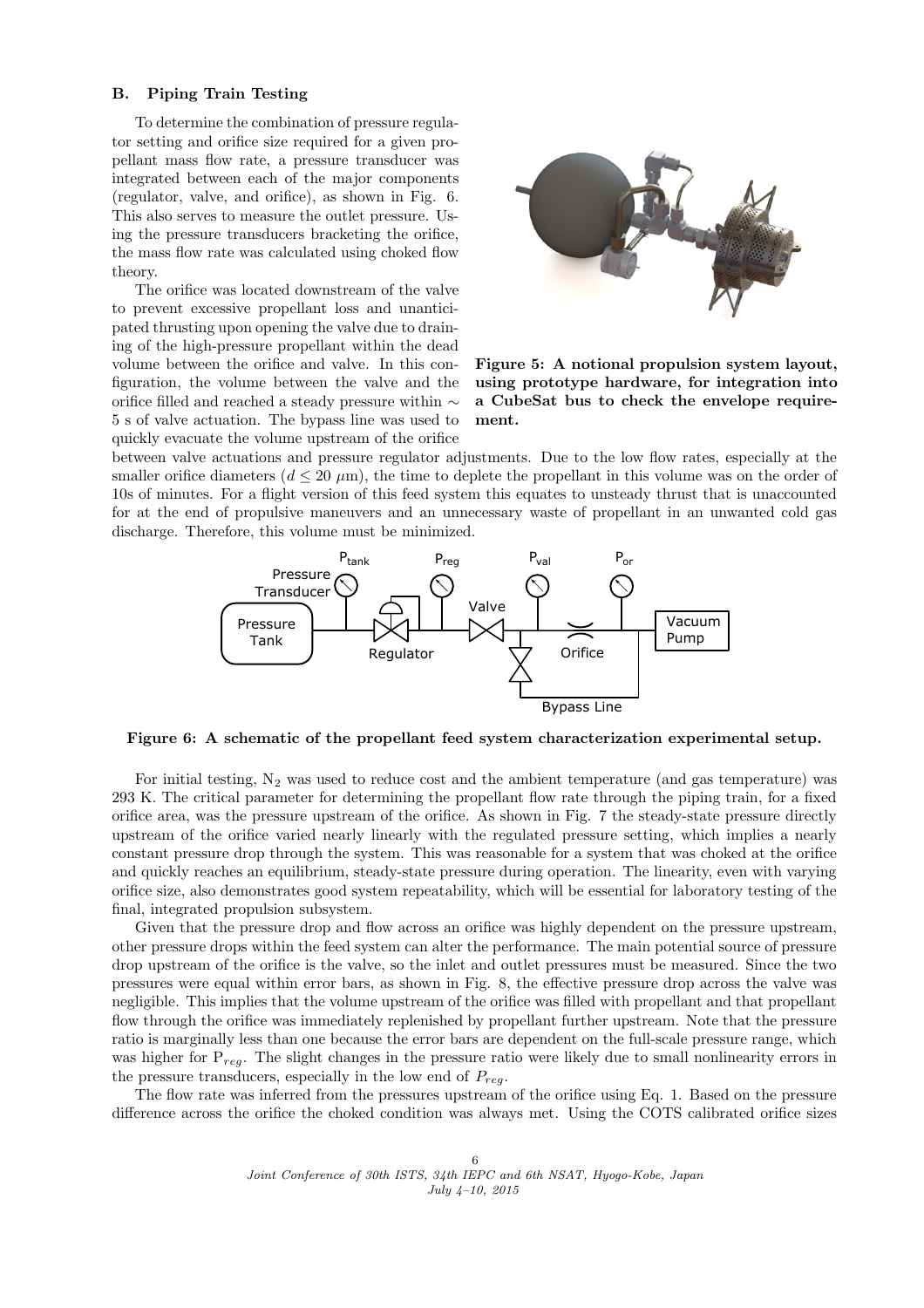### B. Piping Train Testing

To determine the combination of pressure regulator setting and orifice size required for a given propellant mass flow rate, a pressure transducer was integrated between each of the major components (regulator, valve, and orifice), as shown in Fig. 6. This also serves to measure the outlet pressure. Using the pressure transducers bracketing the orifice, the mass flow rate was calculated using choked flow theory.

The orifice was located downstream of the valve to prevent excessive propellant loss and unanticipated thrusting upon opening the valve due to draining of the high-pressure propellant within the dead volume between the orifice and valve. In this configuration, the volume between the valve and the orifice filled and reached a steady pressure within $\sim$ 5 s of valve actuation. The bypass line was used to quickly evacuate the volume upstream of the orifice between valve actuations and pressure regulator adjustments. Due to the low flow rates, especially at the smaller orifice diameters ($d \leq 20$ $\mu$m), the time to deplete the propellant in this volume was on the order of 10s of minutes. For a flight version of this feed system this equates to unsteady thrust that is unaccounted for at the end of propulsive maneuvers and an unnecessary waste of propellant in an unwanted cold gas discharge. Therefore, this volume must be minimized.

**Figure 5: A notional propulsion system layout, using prototype hardware, for integration into a CubeSat bus to check the envelope requirement.**

**Figure 6: A schematic of the propellant feed system characterization experimental setup.**

For initial testing, $N_2$ was used to reduce cost and the ambient temperature (and gas temperature) was 293 K. The critical parameter for determining the propellant flow rate through the piping train, for a fixed orifice area, was the pressure upstream of the orifice. As shown in Fig. 7 the steady-state pressure directly upstream of the orifice varied nearly linearly with the regulated pressure setting, which implies a nearly constant pressure drop through the system. This was reasonable for a system that was choked at the orifice and quickly reaches an equilibrium, steady-state pressure during operation. The linearity, even with varying orifice size, also demonstrates good system repeatability, which will be essential for laboratory testing of the final, integrated propulsion subsystem.

Given that the pressure drop and flow across an orifice was highly dependent on the pressure upstream, other pressure drops within the feed system can alter the performance. The main potential source of pressure drop upstream of the orifice is the valve, so the inlet and outlet pressures must be measured. Since the two pressures were equal within error bars, as shown in Fig. 8, the effective pressure drop across the valve was negligible. This implies that the volume upstream of the orifice was filled with propellant and that propellant flow through the orifice was immediately replenished by propellant further upstream. Note that the pressure ratio is marginally less than one because the error bars are dependent on the full-scale pressure range, which was higher for $P_{reg}$. The slight changes in the pressure ratio were likely due to small nonlinearity errors in the pressure transducers, especially in the low end of $P_{reg}$.

The flow rate was inferred from the pressures upstream of the orifice using Eq. 1. Based on the pressure difference across the orifice the choked condition was always met. Using the COTS calibrated orifice sizes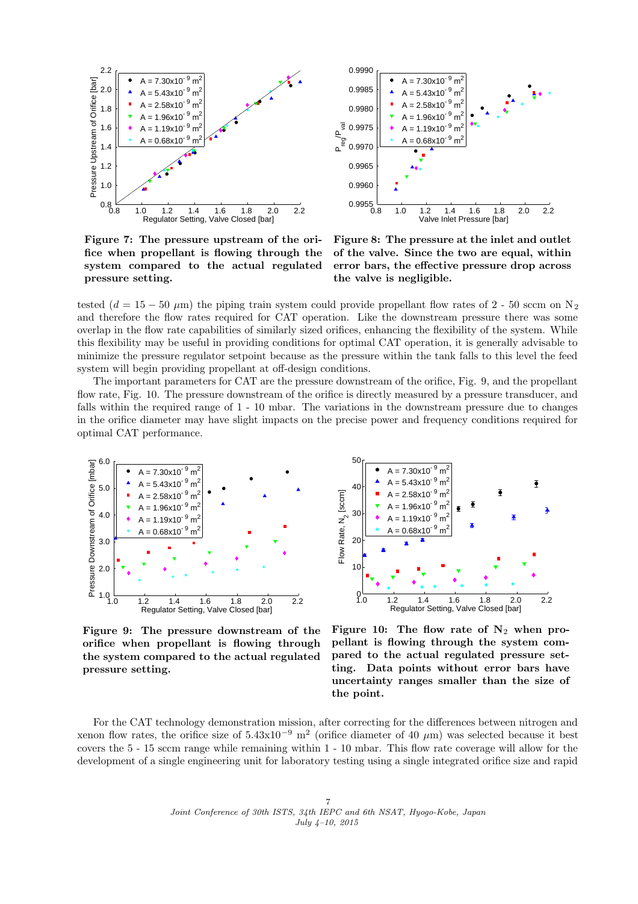**Figure 7: The pressure upstream of the orifice when propellant is flowing through the system compared to the actual regulated pressure setting.**

**Figure 8: The pressure at the inlet and outlet of the valve. Since the two are equal, within error bars, the effective pressure drop across the valve is negligible.**

tested ($d = 15 - 50$ $\mu$m) the piping train system could provide propellant flow rates of 2 - 50 sccm on $N_2$ and therefore the flow rates required for CAT operation. Like the downstream pressure there was some overlap in the flow rate capabilities of similarly sized orifices, enhancing the flexibility of the system. While this flexibility may be useful in providing conditions for optimal CAT operation, it is generally advisable to minimize the pressure regulator setpoint because as the pressure within the tank falls to this level the feed system will begin providing propellant at off-design conditions.

The important parameters for CAT are the pressure downstream of the orifice, Fig. 9, and the propellant flow rate, Fig. 10. The pressure downstream of the orifice is directly measured by a pressure transducer, and falls within the required range of 1 - 10 mbar. The variations in the downstream pressure due to changes in the orifice diameter may have slight impacts on the precise power and frequency conditions required for optimal CAT performance.

**Figure 9: The pressure downstream of the orifice when propellant is flowing through the system compared to the actual regulated pressure setting.**

**Figure 10: The flow rate of $N_2$ when propellant is flowing through the system compared to the actual regulated pressure setting. Data points without error bars have uncertainty ranges smaller than the size of the point.**

For the CAT technology demonstration mission, after correcting for the differences between nitrogen and xenon flow rates, the orifice size of $5.43\text{x}10^{-9}$ $\text{m}^2$ (orifice diameter of 40 $\mu$m) was selected because it best covers the 5 - 15 sccm range while remaining within 1 - 10 mbar. This flow rate coverage will allow for the development of a single engineering unit for laboratory testing using a single integrated orifice size and rapid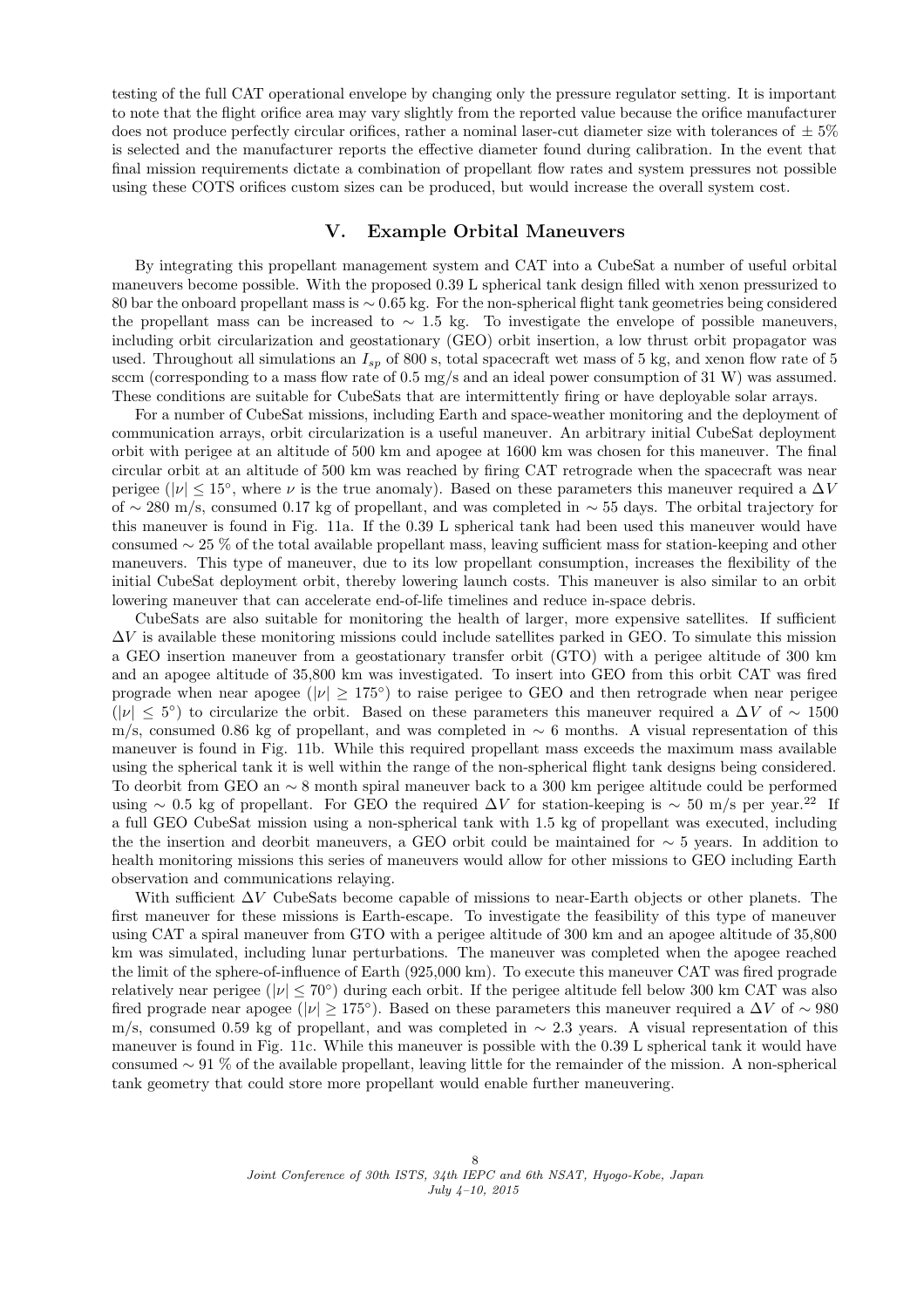testing of the full CAT operational envelope by changing only the pressure regulator setting. It is important to note that the flight orifice area may vary slightly from the reported value because the orifice manufacturer does not produce perfectly circular orifices, rather a nominal laser-cut diameter size with tolerances of $\pm$ 5% is selected and the manufacturer reports the effective diameter found during calibration. In the event that final mission requirements dictate a combination of propellant flow rates and system pressures not possible using these COTS orifices custom sizes can be produced, but would increase the overall system cost.

## V. Example Orbital Maneuvers

By integrating this propellant management system and CAT into a CubeSat a number of useful orbital maneuvers become possible. With the proposed 0.39 L spherical tank design filled with xenon pressurized to 80 bar the onboard propellant mass is $\sim$ 0.65 kg. For the non-spherical flight tank geometries being considered the propellant mass can be increased to $\sim$ 1.5 kg. To investigate the envelope of possible maneuvers, including orbit circularization and geostationary (GEO) orbit insertion, a low thrust orbit propagator was used. Throughout all simulations an $I_{sp}$ of 800 s, total spacecraft wet mass of 5 kg, and xenon flow rate of 5 sccm (corresponding to a mass flow rate of 0.5 mg/s and an ideal power consumption of 31 W) was assumed. These conditions are suitable for CubeSats that are intermittently firing or have deployable solar arrays.

For a number of CubeSat missions, including Earth and space-weather monitoring and the deployment of communication arrays, orbit circularization is a useful maneuver. An arbitrary initial CubeSat deployment orbit with perigee at an altitude of 500 km and apogee at 1600 km was chosen for this maneuver. The final circular orbit at an altitude of 500 km was reached by firing CAT retrograde when the spacecraft was near perigee ($|\nu| \leq 15^{\circ}$, where $\nu$ is the true anomaly). Based on these parameters this maneuver required a $\Delta V$ of $\sim$ 280 m/s, consumed 0.17 kg of propellant, and was completed in $\sim$ 55 days. The orbital trajectory for this maneuver is found in Fig. 11a. If the 0.39 L spherical tank had been used this maneuver would have consumed $\sim$ 25 % of the total available propellant mass, leaving sufficient mass for station-keeping and other maneuvers. This type of maneuver, due to its low propellant consumption, increases the flexibility of the initial CubeSat deployment orbit, thereby lowering launch costs. This maneuver is also similar to an orbit lowering maneuver that can accelerate end-of-life timelines and reduce in-space debris.

CubeSats are also suitable for monitoring the health of larger, more expensive satellites. If sufficient $\Delta V$ is available these monitoring missions could include satellites parked in GEO. To simulate this mission a GEO insertion maneuver from a geostationary transfer orbit (GTO) with a perigee altitude of 300 km and an apogee altitude of 35,800 km was investigated. To insert into GEO from this orbit CAT was fired prograde when near apogee ($|\nu| \geq 175^{\circ}$) to raise perigee to GEO and then retrograde when near perigee ($|\nu| \leq 5^{\circ}$) to circularize the orbit. Based on these parameters this maneuver required a $\Delta V$ of $\sim$ 1500 m/s, consumed 0.86 kg of propellant, and was completed in $\sim$ 6 months. A visual representation of this maneuver is found in Fig. 11b. While this required propellant mass exceeds the maximum mass available using the spherical tank it is well within the range of the non-spherical flight tank designs being considered. To deorbit from GEO an $\sim$ 8 month spiral maneuver back to a 300 km perigee altitude could be performed using $\sim$ 0.5 kg of propellant. For GEO the required $\Delta V$ for station-keeping is $\sim$ 50 m/s per year.[22] If a full GEO CubeSat mission using a non-spherical tank with 1.5 kg of propellant was executed, including the the insertion and deorbit maneuvers, a GEO orbit could be maintained for $\sim$ 5 years. In addition to health monitoring missions this series of maneuvers would allow for other missions to GEO including Earth observation and communications relaying.

With sufficient $\Delta V$ CubeSats become capable of missions to near-Earth objects or other planets. The first maneuver for these missions is Earth-escape. To investigate the feasibility of this type of maneuver using CAT a spiral maneuver from GTO with a perigee altitude of 300 km and an apogee altitude of 35,800 km was simulated, including lunar perturbations. The maneuver was completed when the apogee reached the limit of the sphere-of-influence of Earth (925,000 km). To execute this maneuver CAT was fired prograde relatively near perigee ($|\nu| \leq 70^{\circ}$) during each orbit. If the perigee altitude fell below 300 km CAT was also fired prograde near apogee ($|\nu| \geq 175^{\circ}$). Based on these parameters this maneuver required a $\Delta V$ of $\sim$ 980 m/s, consumed 0.59 kg of propellant, and was completed in $\sim$ 2.3 years. A visual representation of this maneuver is found in Fig. 11c. While this maneuver is possible with the 0.39 L spherical tank it would have consumed $\sim$ 91 % of the available propellant, leaving little for the remainder of the mission. A non-spherical tank geometry that could store more propellant would enable further maneuvering.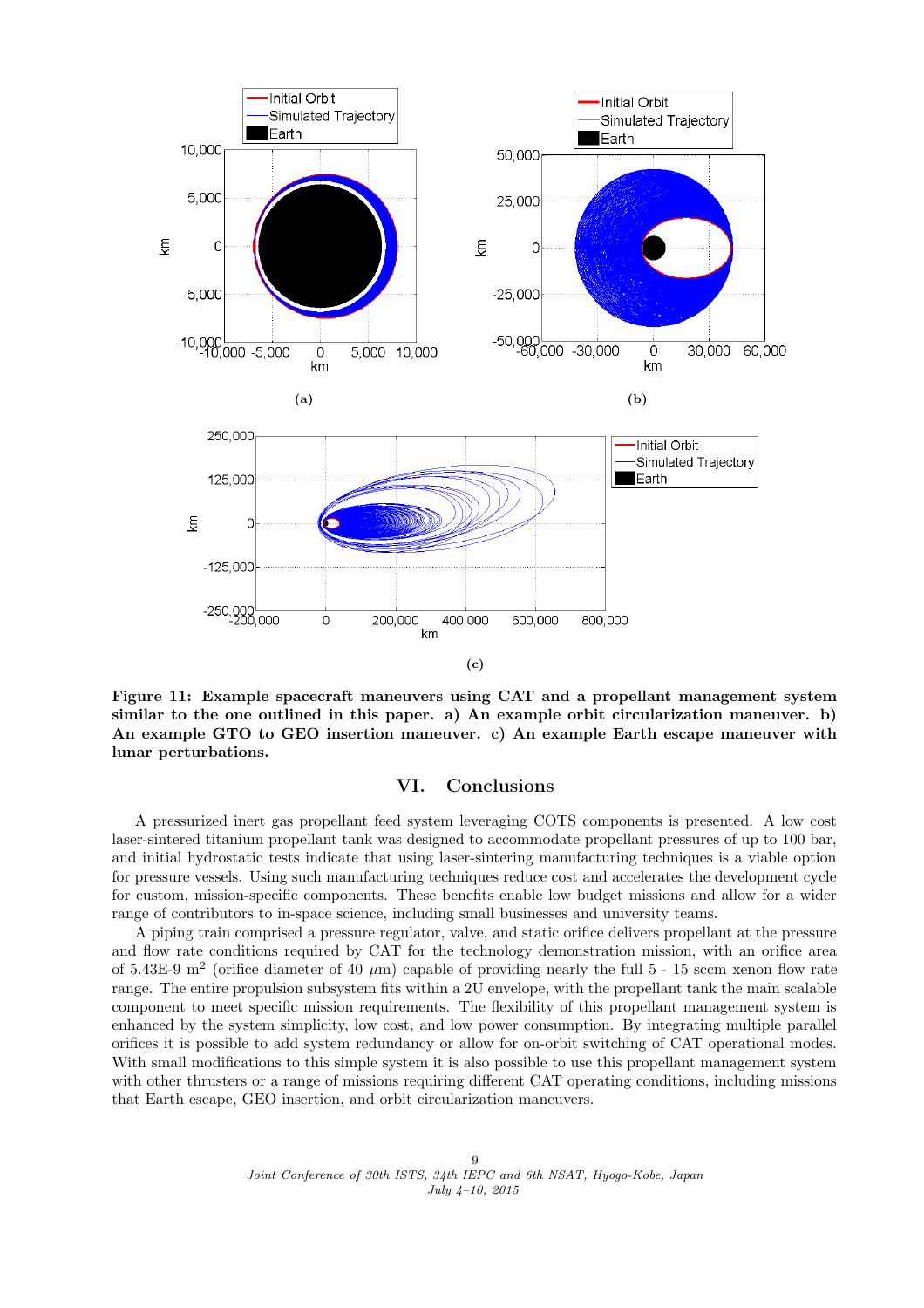**(a)**

**(b)**

**(c)**

**Figure 11: Example spacecraft maneuvers using CAT and a propellant management system similar to the one outlined in this paper. a) An example orbit circularization maneuver. b) An example GTO to GEO insertion maneuver. c) An example Earth escape maneuver with lunar perturbations.**

## VI. Conclusions

A pressurized inert gas propellant feed system leveraging COTS components is presented. A low cost laser-sintered titanium propellant tank was designed to accommodate propellant pressures of up to 100 bar, and initial hydrostatic tests indicate that using laser-sintering manufacturing techniques is a viable option for pressure vessels. Using such manufacturing techniques reduce cost and accelerates the development cycle for custom, mission-specific components. These benefits enable low budget missions and allow for a wider range of contributors to in-space science, including small businesses and university teams.

A piping train comprised a pressure regulator, valve, and static orifice delivers propellant at the pressure and flow rate conditions required by CAT for the technology demonstration mission, with an orifice area of 5.43E-9 $m^2$ (orifice diameter of 40 $\mu$m) capable of providing nearly the full 5 - 15 sccm xenon flow rate range. The entire propulsion subsystem fits within a 2U envelope, with the propellant tank the main scalable component to meet specific mission requirements. The flexibility of this propellant management system is enhanced by the system simplicity, low cost, and low power consumption. By integrating multiple parallel orifices it is possible to add system redundancy or allow for on-orbit switching of CAT operational modes. With small modifications to this simple system it is also possible to use this propellant management system with other thrusters or a range of missions requiring different CAT operating conditions, including missions that Earth escape, GEO insertion, and orbit circularization maneuvers.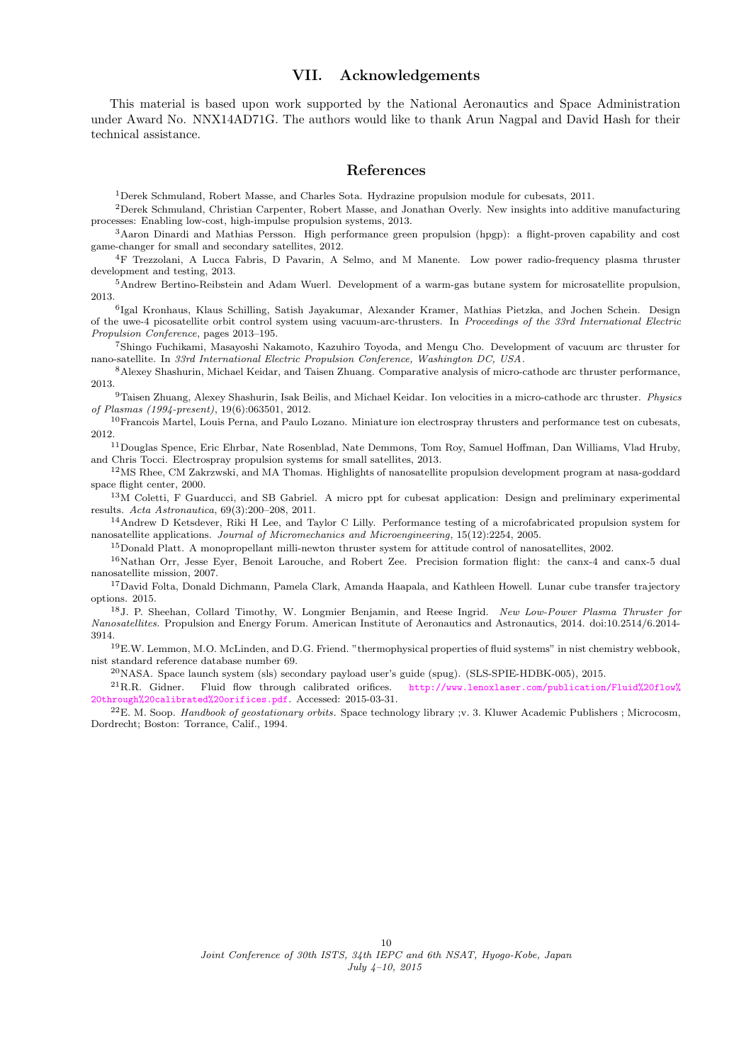## VII. Acknowledgements

This material is based upon work supported by the National Aeronautics and Space Administration under Award No. NNX14AD71G. The authors would like to thank Arun Nagpal and David Hash for their technical assistance.

## References

[1] Derek Schmuland, Robert Masse, and Charles Sota. Hydrazine propulsion module for cubesats, 2011.

[2] Derek Schmuland, Christian Carpenter, Robert Masse, and Jonathan Overly. New insights into additive manufacturing processes: Enabling low-cost, high-impulse propulsion systems, 2013.

[3] Aaron Dinardi and Mathias Persson. High performance green propulsion (hpgp): a flight-proven capability and cost game-changer for small and secondary satellites, 2012.

[4] F Trezzolani, A Lucca Fabris, D Pavarin, A Selmo, and M Manente. Low power radio-frequency plasma thruster development and testing, 2013.

[5] Andrew Bertino-Reibstein and Adam Wuerl. Development of a warm-gas butane system for microsatellite propulsion, 2013.

[6] Igal Kronhaus, Klaus Schilling, Satish Jayakumar, Alexander Kramer, Mathias Pietzka, and Jochen Schein. Design of the uwe-4 picosatellite orbit control system using vacuum-arc-thrusters. In *Proceedings of the 33rd International Electric Propulsion Conference*, pages 2013–195.

[7] Shingo Fuchikami, Masayoshi Nakamoto, Kazuhiro Toyoda, and Mengu Cho. Development of vacuum arc thruster for nano-satellite. In *33rd International Electric Propulsion Conference, Washington DC, USA*.

[8] Alexey Shashurin, Michael Keidar, and Taisen Zhuang. Comparative analysis of micro-cathode arc thruster performance, 2013.

[9] Taisen Zhuang, Alexey Shashurin, Isak Beilis, and Michael Keidar. Ion velocities in a micro-cathode arc thruster. *Physics of Plasmas (1994-present)*, 19(6):063501, 2012.

[10] Francois Martel, Louis Perna, and Paulo Lozano. Miniature ion electrospray thrusters and performance test on cubesats, 2012.

[11] Douglas Spence, Eric Ehrbar, Nate Rosenblad, Nate Demmons, Tom Roy, Samuel Hoffman, Dan Williams, Vlad Hruby, and Chris Tocci. Electrospray propulsion systems for small satellites, 2013.

[12] MS Rhee, CM Zakrzwski, and MA Thomas. Highlights of nanosatellite propulsion development program at nasa-goddard space flight center, 2000.

[13] M Coletti, F Guarducci, and SB Gabriel. A micro ppt for cubesat application: Design and preliminary experimental results. *Acta Astronautica*, 69(3):200–208, 2011.

[14] Andrew D Ketsdever, Riki H Lee, and Taylor C Lilly. Performance testing of a microfabricated propulsion system for nanosatellite applications. *Journal of Micromechanics and Microengineering*, 15(12):2254, 2005.

[15] Donald Platt. A monopropellant milli-newton thruster system for attitude control of nanosatellites, 2002.

[16] Nathan Orr, Jesse Eyer, Benoit Larouche, and Robert Zee. Precision formation flight: the canx-4 and canx-5 dual nanosatellite mission, 2007.

[17] David Folta, Donald Dichmann, Pamela Clark, Amanda Haapala, and Kathleen Howell. Lunar cube transfer trajectory options. 2015.

[18] J. P. Sheehan, Collard Timothy, W. Longmier Benjamin, and Reese Ingrid. *New Low-Power Plasma Thruster for Nanosatellites.* Propulsion and Energy Forum. American Institute of Aeronautics and Astronautics, 2014. doi:10.2514/6.2014-3914.

[19] E.W. Lemmon, M.O. McLinden, and D.G. Friend. "thermophysical properties of fluid systems" in nist chemistry webbook, nist standard reference database number 69.

[20] NASA. Space launch system (sls) secondary payload user's guide (spug). (SLS-SPIE-HDBK-005), 2015.

[21] R.R. Gidner. Fluid flow through calibrated orifices. http://www.lenoxlaser.com/publication/Fluid%20flow%20through%20calibrated%20orifices.pdf. Accessed: 2015-03-31.

[22] E. M. Soop. *Handbook of geostationary orbits*. Space technology library ;v. 3. Kluwer Academic Publishers ; Microcosm, Dordrecht; Boston: Torrance, Calif., 1994.